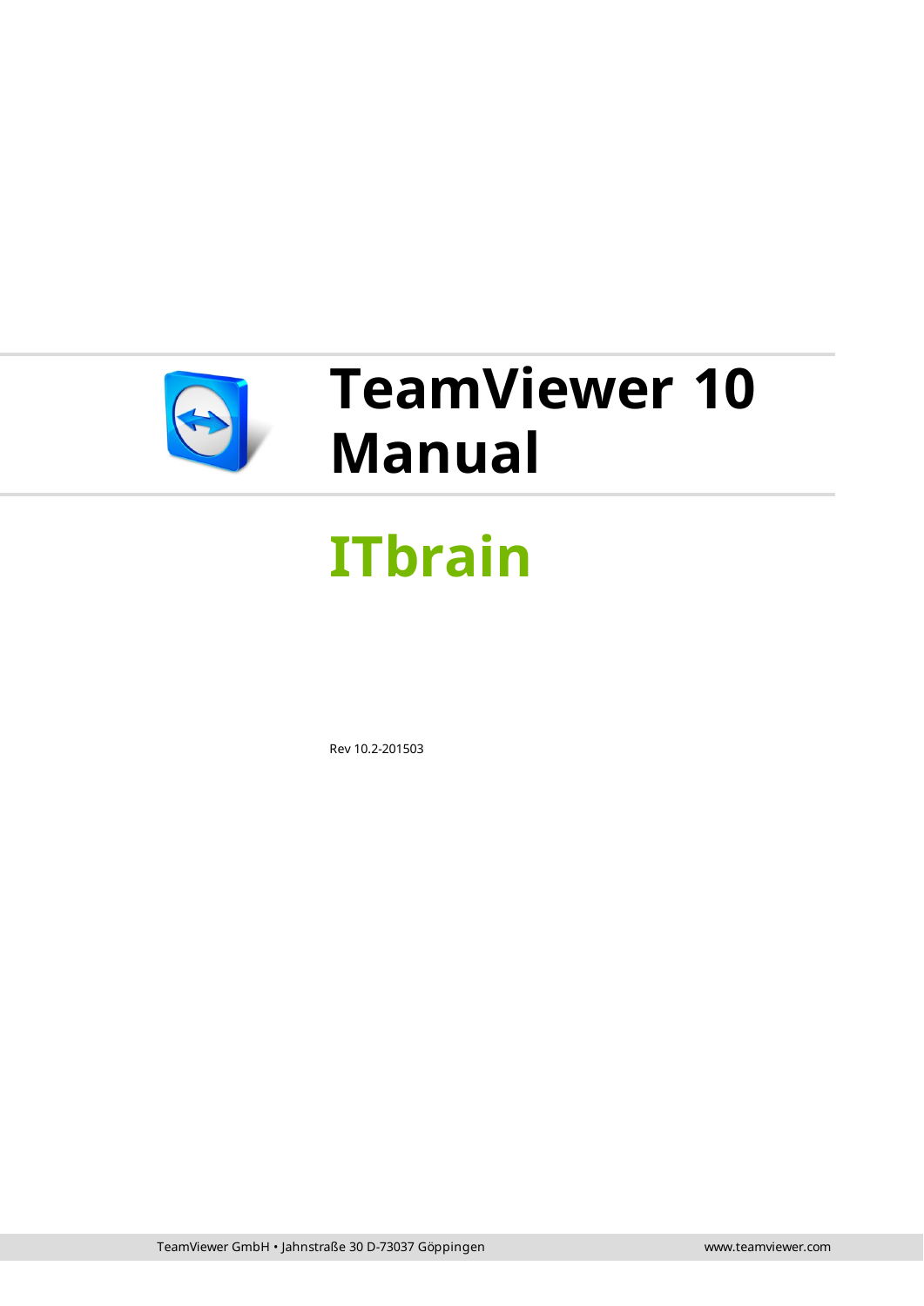# TeamViewer 10 Manual

## ITbrain

Rev 10.2-201503

TeamViewer GmbH • Jahnstraße 30 D-73037 Göppingen

www.teamviewer.com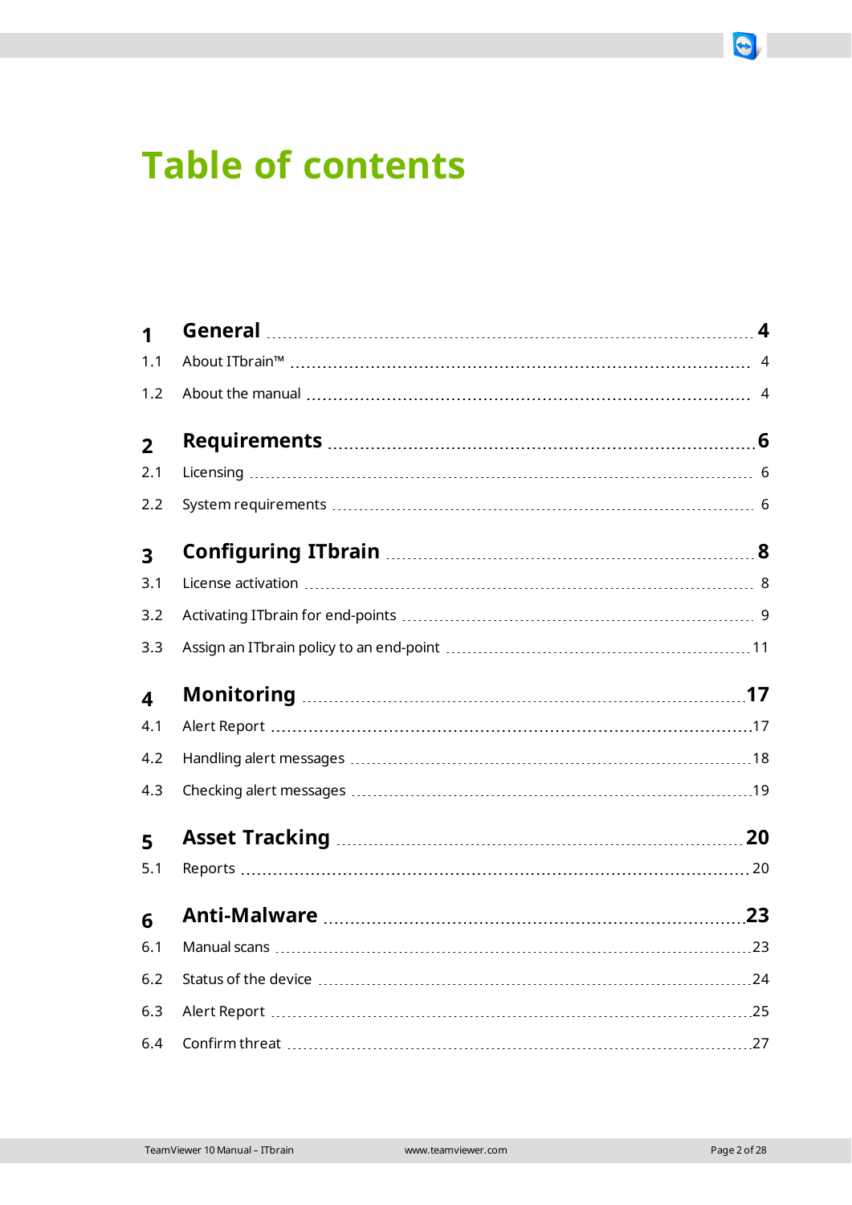# Table of contents

| | | |
|---|---|---|
| **1** | **General** | **4** |
| 1.1 | About ITbrain™ | 4 |
| 1.2 | About the manual | 4 |
| **2** | **Requirements** | **6** |
| 2.1 | Licensing | 6 |
| 2.2 | System requirements | 6 |
| **3** | **Configuring ITbrain** | **8** |
| 3.1 | License activation | 8 |
| 3.2 | Activating ITbrain for end-points | 9 |
| 3.3 | Assign an ITbrain policy to an end-point | 11 |
| **4** | **Monitoring** | **17** |
| 4.1 | Alert Report | 17 |
| 4.2 | Handling alert messages | 18 |
| 4.3 | Checking alert messages | 19 |
| **5** | **Asset Tracking** | **20** |
| 5.1 | Reports | 20 |
| **6** | **Anti-Malware** | **23** |
| 6.1 | Manual scans | 23 |
| 6.2 | Status of the device | 24 |
| 6.3 | Alert Report | 25 |
| 6.4 | Confirm threat | 27 |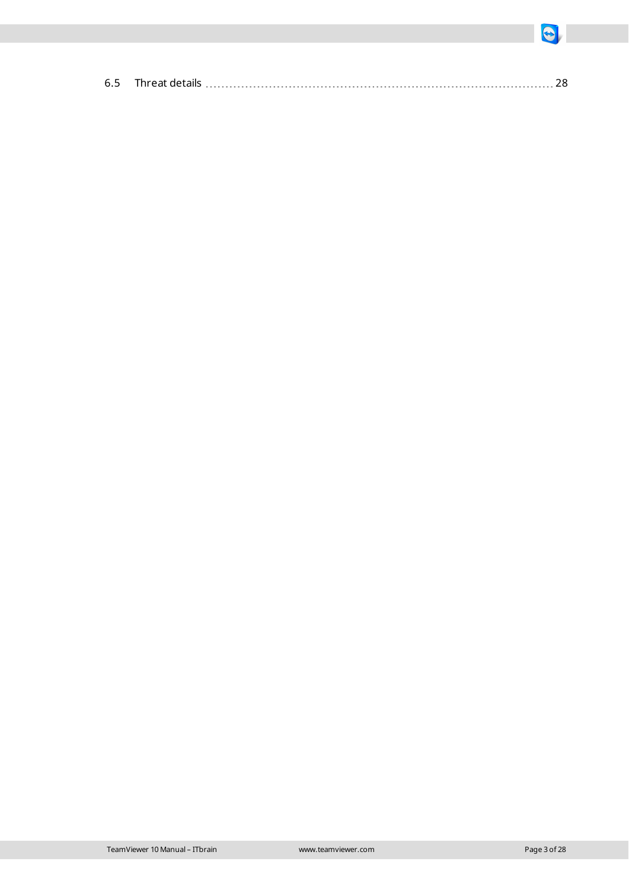6.5 Threat details ........................................................................................ 28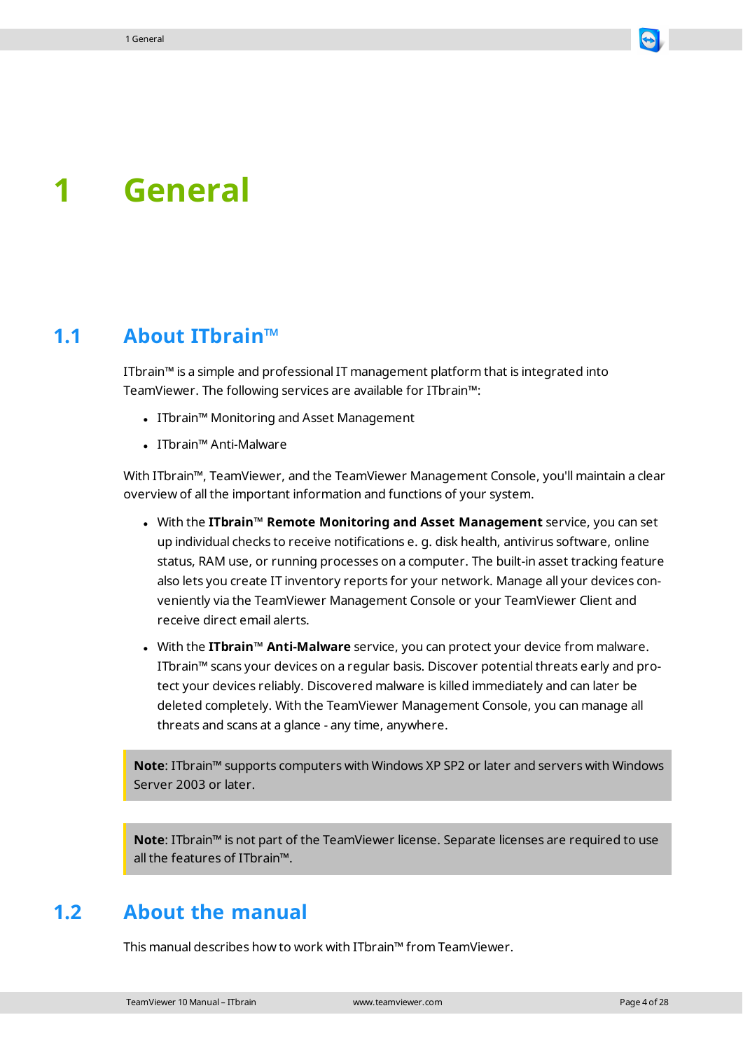# 1 General

## 1.1 About ITbrain™

ITbrain™ is a simple and professional IT management platform that is integrated into TeamViewer. The following services are available for ITbrain™:

- ITbrain™ Monitoring and Asset Management
- ITbrain™ Anti-Malware

With ITbrain™, TeamViewer, and the TeamViewer Management Console, you'll maintain a clear overview of all the important information and functions of your system.

- With the **ITbrain**™ **Remote Monitoring and Asset Management** service, you can set up individual checks to receive notifications e. g. disk health, antivirus software, online status, RAM use, or running processes on a computer. The built-in asset tracking feature also lets you create IT inventory reports for your network. Manage all your devices conveniently via the TeamViewer Management Console or your TeamViewer Client and receive direct email alerts.
- With the **ITbrain**™ **Anti-Malware** service, you can protect your device from malware. ITbrain™ scans your devices on a regular basis. Discover potential threats early and protect your devices reliably. Discovered malware is killed immediately and can later be deleted completely. With the TeamViewer Management Console, you can manage all threats and scans at a glance - any time, anywhere.

> **Note**: ITbrain™ supports computers with Windows XP SP2 or later and servers with Windows Server 2003 or later.

> **Note**: ITbrain™ is not part of the TeamViewer license. Separate licenses are required to use all the features of ITbrain™.

## 1.2 About the manual

This manual describes how to work with ITbrain™ from TeamViewer.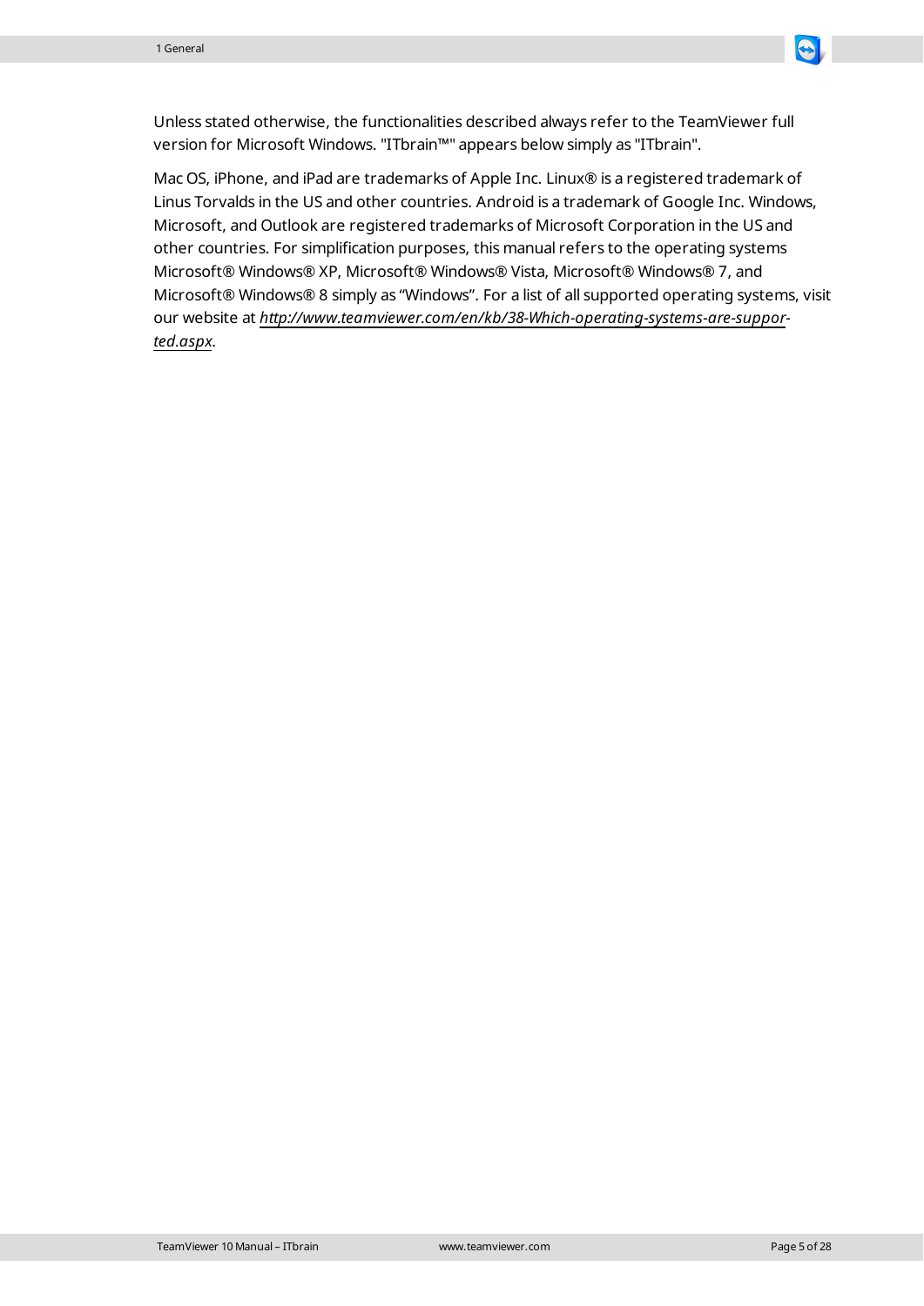Unless stated otherwise, the functionalities described always refer to the TeamViewer full version for Microsoft Windows. "ITbrain™" appears below simply as "ITbrain".

Mac OS, iPhone, and iPad are trademarks of Apple Inc. Linux® is a registered trademark of Linus Torvalds in the US and other countries. Android is a trademark of Google Inc. Windows, Microsoft, and Outlook are registered trademarks of Microsoft Corporation in the US and other countries. For simplification purposes, this manual refers to the operating systems Microsoft® Windows® XP, Microsoft® Windows® Vista, Microsoft® Windows® 7, and Microsoft® Windows® 8 simply as "Windows". For a list of all supported operating systems, visit our website at *http://www.teamviewer.com/en/kb/38-Which-operating-systems-are-supported.aspx*.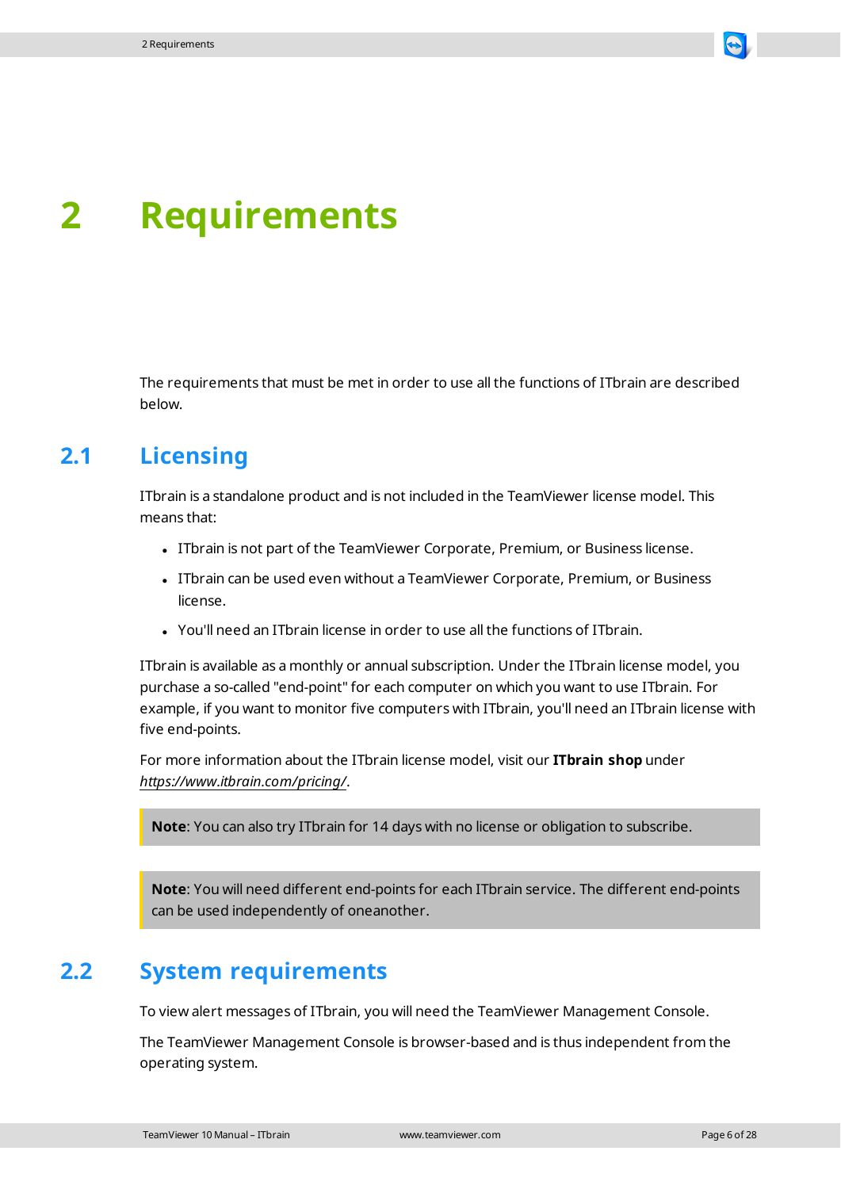# 2 Requirements

The requirements that must be met in order to use all the functions of ITbrain are described below.

## 2.1 Licensing

ITbrain is a standalone product and is not included in the TeamViewer license model. This means that:

- ITbrain is not part of the TeamViewer Corporate, Premium, or Business license.
- ITbrain can be used even without a TeamViewer Corporate, Premium, or Business license.
- You'll need an ITbrain license in order to use all the functions of ITbrain.

ITbrain is available as a monthly or annual subscription. Under the ITbrain license model, you purchase a so-called "end-point" for each computer on which you want to use ITbrain. For example, if you want to monitor five computers with ITbrain, you'll need an ITbrain license with five end-points.

For more information about the ITbrain license model, visit our **ITbrain shop** under *https://www.itbrain.com/pricing/*.

> **Note**: You can also try ITbrain for 14 days with no license or obligation to subscribe.

> **Note**: You will need different end-points for each ITbrain service. The different end-points can be used independently of oneanother.

## 2.2 System requirements

To view alert messages of ITbrain, you will need the TeamViewer Management Console.

The TeamViewer Management Console is browser-based and is thus independent from the operating system.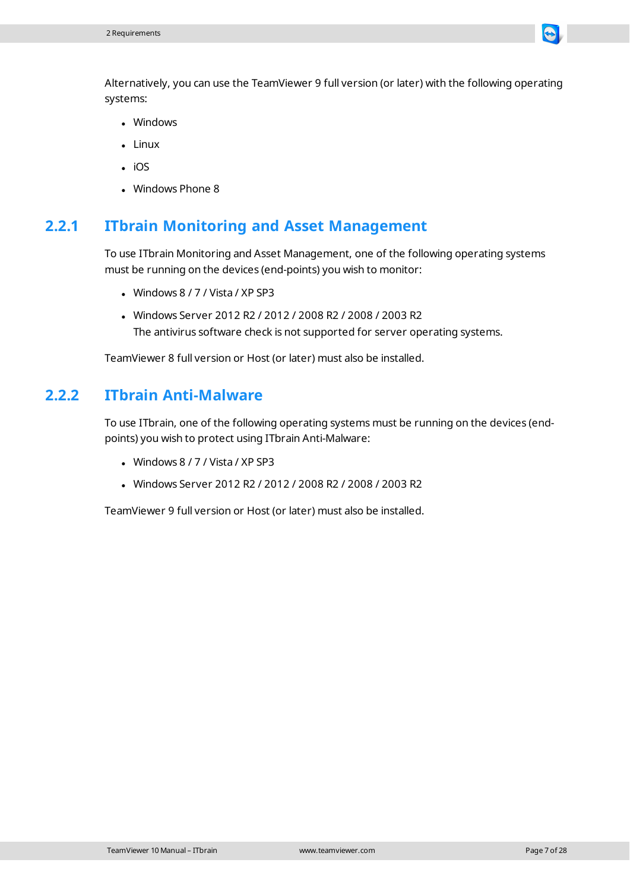Alternatively, you can use the TeamViewer 9 full version (or later) with the following operating systems:

- Windows
- Linux
- iOS
- Windows Phone 8

### 2.2.1 ITbrain Monitoring and Asset Management

To use ITbrain Monitoring and Asset Management, one of the following operating systems must be running on the devices (end-points) you wish to monitor:

- Windows 8 / 7 / Vista / XP SP3
- Windows Server 2012 R2 / 2012 / 2008 R2 / 2008 / 2003 R2
  The antivirus software check is not supported for server operating systems.

TeamViewer 8 full version or Host (or later) must also be installed.

### 2.2.2 ITbrain Anti-Malware

To use ITbrain, one of the following operating systems must be running on the devices (end-points) you wish to protect using ITbrain Anti-Malware:

- Windows 8 / 7 / Vista / XP SP3
- Windows Server 2012 R2 / 2012 / 2008 R2 / 2008 / 2003 R2

TeamViewer 9 full version or Host (or later) must also be installed.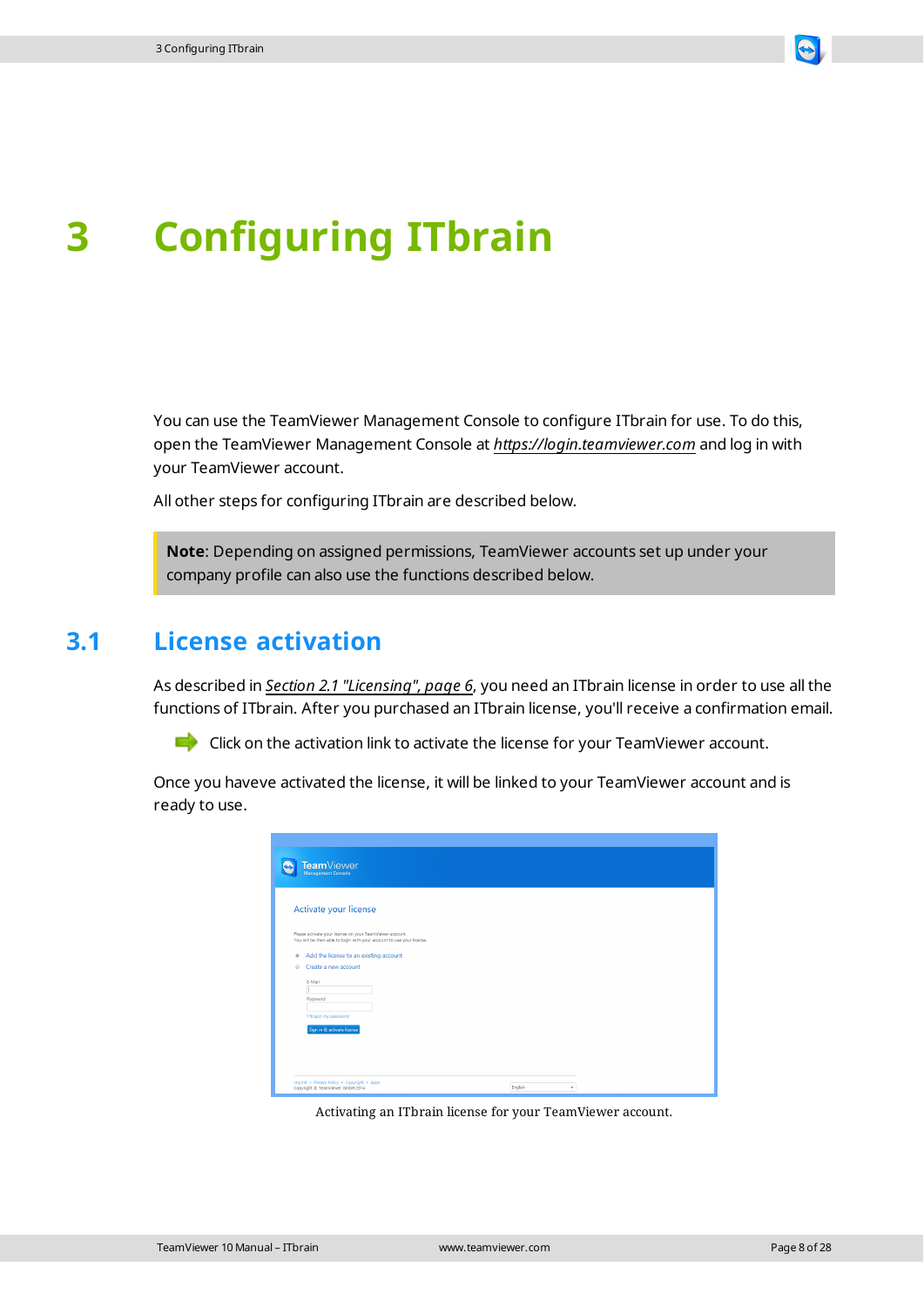# 3 Configuring ITbrain

You can use the TeamViewer Management Console to configure ITbrain for use. To do this, open the TeamViewer Management Console at *https://login.teamviewer.com* and log in with your TeamViewer account.

All other steps for configuring ITbrain are described below.

> **Note**: Depending on assigned permissions, TeamViewer accounts set up under your company profile can also use the functions described below.

## 3.1 License activation

As described in *Section 2.1 "Licensing", page 6*, you need an ITbrain license in order to use all the functions of ITbrain. After you purchased an ITbrain license, you'll receive a confirmation email.

- Click on the activation link to activate the license for your TeamViewer account.

Once you haveve activated the license, it will be linked to your TeamViewer account and is ready to use.

Activating an ITbrain license for your TeamViewer account.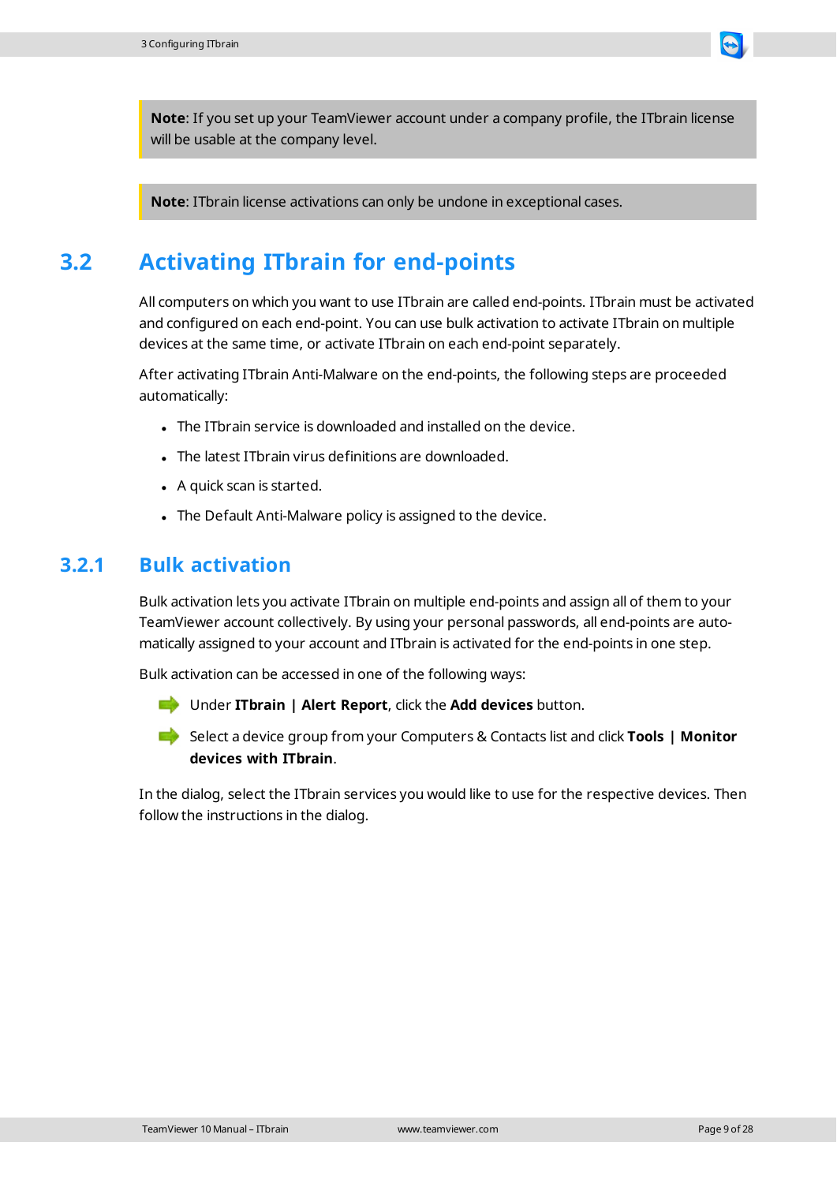> **Note**: If you set up your TeamViewer account under a company profile, the ITbrain license will be usable at the company level.

> **Note**: ITbrain license activations can only be undone in exceptional cases.

## 3.2 Activating ITbrain for end-points

All computers on which you want to use ITbrain are called end-points. ITbrain must be activated and configured on each end-point. You can use bulk activation to activate ITbrain on multiple devices at the same time, or activate ITbrain on each end-point separately.

After activating ITbrain Anti-Malware on the end-points, the following steps are proceeded automatically:

- The ITbrain service is downloaded and installed on the device.
- The latest ITbrain virus definitions are downloaded.
- A quick scan is started.
- The Default Anti-Malware policy is assigned to the device.

### 3.2.1 Bulk activation

Bulk activation lets you activate ITbrain on multiple end-points and assign all of them to your TeamViewer account collectively. By using your personal passwords, all end-points are automatically assigned to your account and ITbrain is activated for the end-points in one step.

Bulk activation can be accessed in one of the following ways:

- Under **ITbrain | Alert Report**, click the **Add devices** button.
- Select a device group from your Computers & Contacts list and click **Tools | Monitor devices with ITbrain**.

In the dialog, select the ITbrain services you would like to use for the respective devices. Then follow the instructions in the dialog.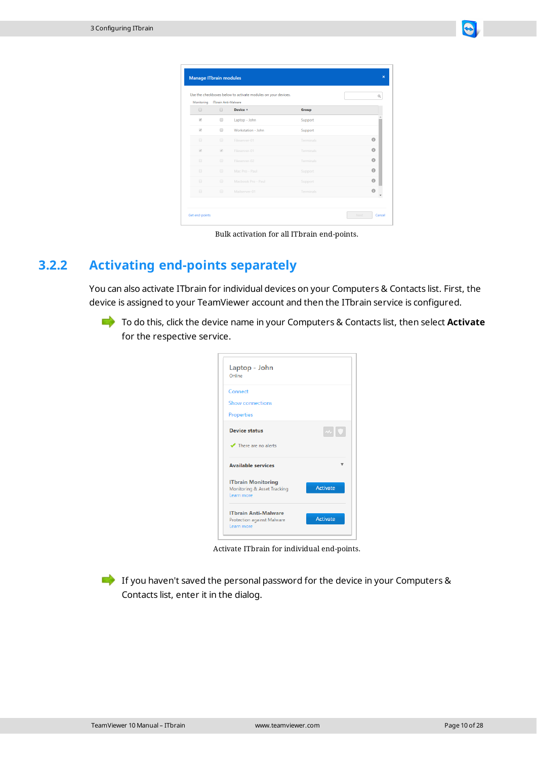Bulk activation for all ITbrain end-points.

### 3.2.2 Activating end-points separately

You can also activate ITbrain for individual devices on your Computers & Contacts list. First, the device is assigned to your TeamViewer account and then the ITbrain service is configured.

- To do this, click the device name in your Computers & Contacts list, then select **Activate** for the respective service.

Activate ITbrain for individual end-points.

- If you haven't saved the personal password for the device in your Computers & Contacts list, enter it in the dialog.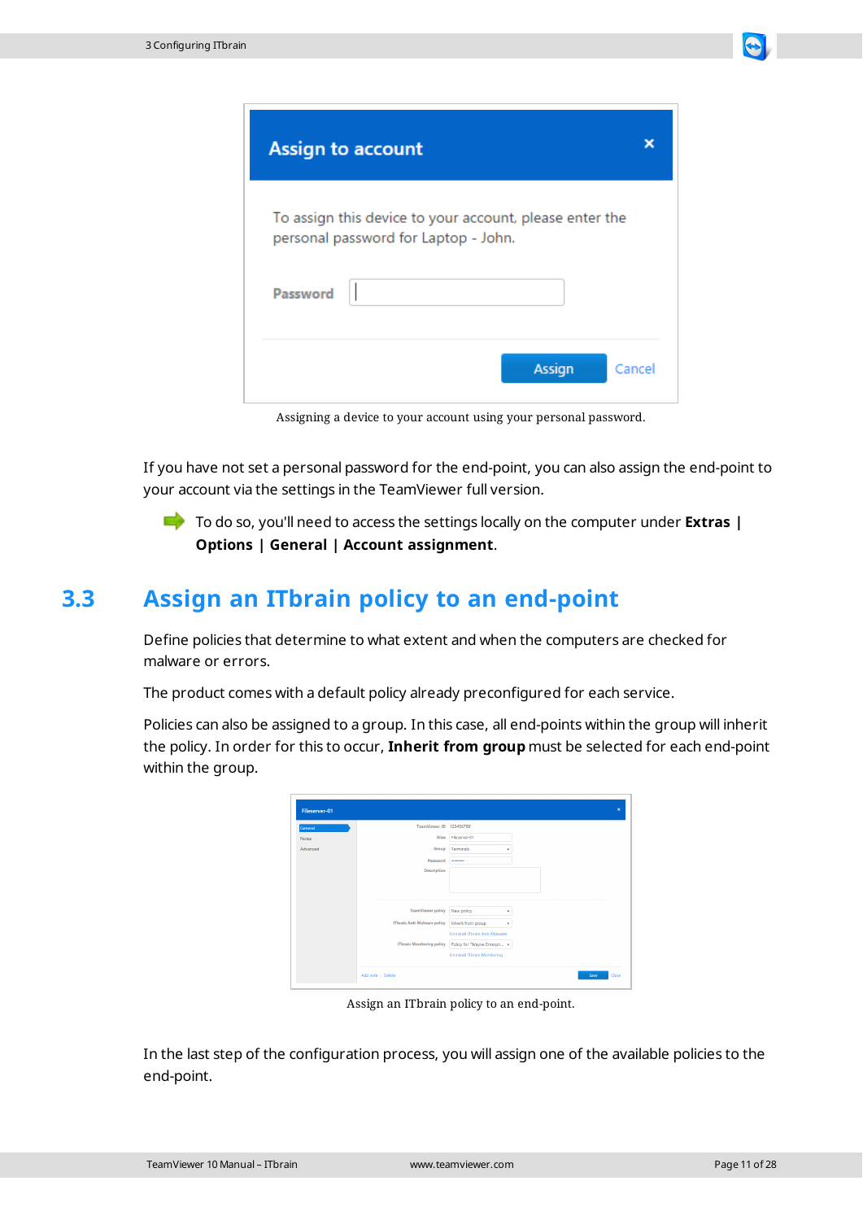Assigning a device to your account using your personal password.

If you have not set a personal password for the end-point, you can also assign the end-point to your account via the settings in the TeamViewer full version.

- To do so, you'll need to access the settings locally on the computer under **Extras | Options | General | Account assignment**.

## 3.3 Assign an ITbrain policy to an end-point

Define policies that determine to what extent and when the computers are checked for malware or errors.

The product comes with a default policy already preconfigured for each service.

Policies can also be assigned to a group. In this case, all end-points within the group will inherit the policy. In order for this to occur, **Inherit from group** must be selected for each end-point within the group.

Assign an ITbrain policy to an end-point.

In the last step of the configuration process, you will assign one of the available policies to the end-point.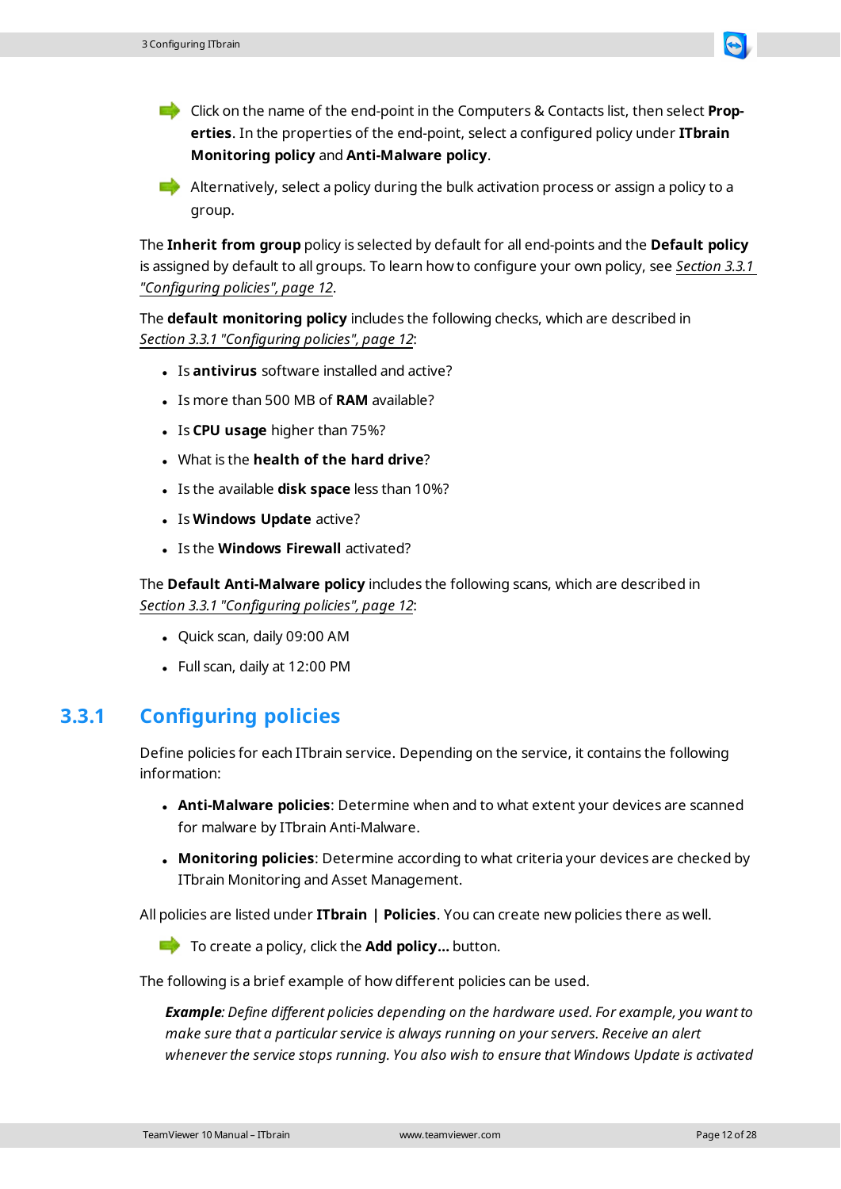- Click on the name of the end-point in the Computers & Contacts list, then select **Properties**. In the properties of the end-point, select a configured policy under **ITbrain Monitoring policy** and **Anti-Malware policy**.
- Alternatively, select a policy during the bulk activation process or assign a policy to a group.

The **Inherit from group** policy is selected by default for all end-points and the **Default policy** is assigned by default to all groups. To learn how to configure your own policy, see *Section 3.3.1 "Configuring policies", page 12*.

The **default monitoring policy** includes the following checks, which are described in *Section 3.3.1 "Configuring policies", page 12*:

- Is **antivirus** software installed and active?
- Is more than 500 MB of **RAM** available?
- Is **CPU usage** higher than 75%?
- What is the **health of the hard drive**?
- Is the available **disk space** less than 10%?
- Is **Windows Update** active?
- Is the **Windows Firewall** activated?

The **Default Anti-Malware policy** includes the following scans, which are described in *Section 3.3.1 "Configuring policies", page 12*:

- Quick scan, daily 09:00 AM
- Full scan, daily at 12:00 PM

## 3.3.1 Configuring policies

Define policies for each ITbrain service. Depending on the service, it contains the following information:

- **Anti-Malware policies**: Determine when and to what extent your devices are scanned for malware by ITbrain Anti-Malware.
- **Monitoring policies**: Determine according to what criteria your devices are checked by ITbrain Monitoring and Asset Management.

All policies are listed under **ITbrain | Policies**. You can create new policies there as well.

- To create a policy, click the **Add policy...** button.

The following is a brief example of how different policies can be used.

> ***Example***: *Define different policies depending on the hardware used. For example, you want to make sure that a particular service is always running on your servers. Receive an alert whenever the service stops running. You also wish to ensure that Windows Update is activated*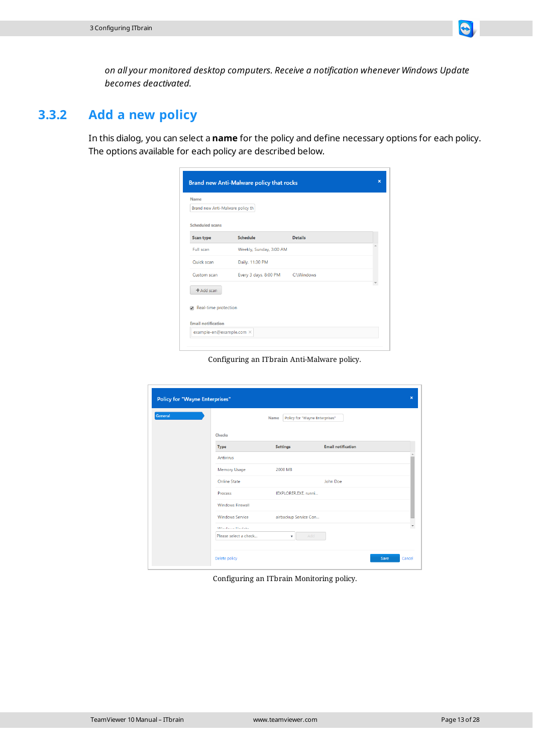*on all your monitored desktop computers. Receive a notification whenever Windows Update becomes deactivated.*

### 3.3.2 Add a new policy

In this dialog, you can select a **name** for the policy and define necessary options for each policy. The options available for each policy are described below.

Configuring an ITbrain Anti-Malware policy.

Configuring an ITbrain Monitoring policy.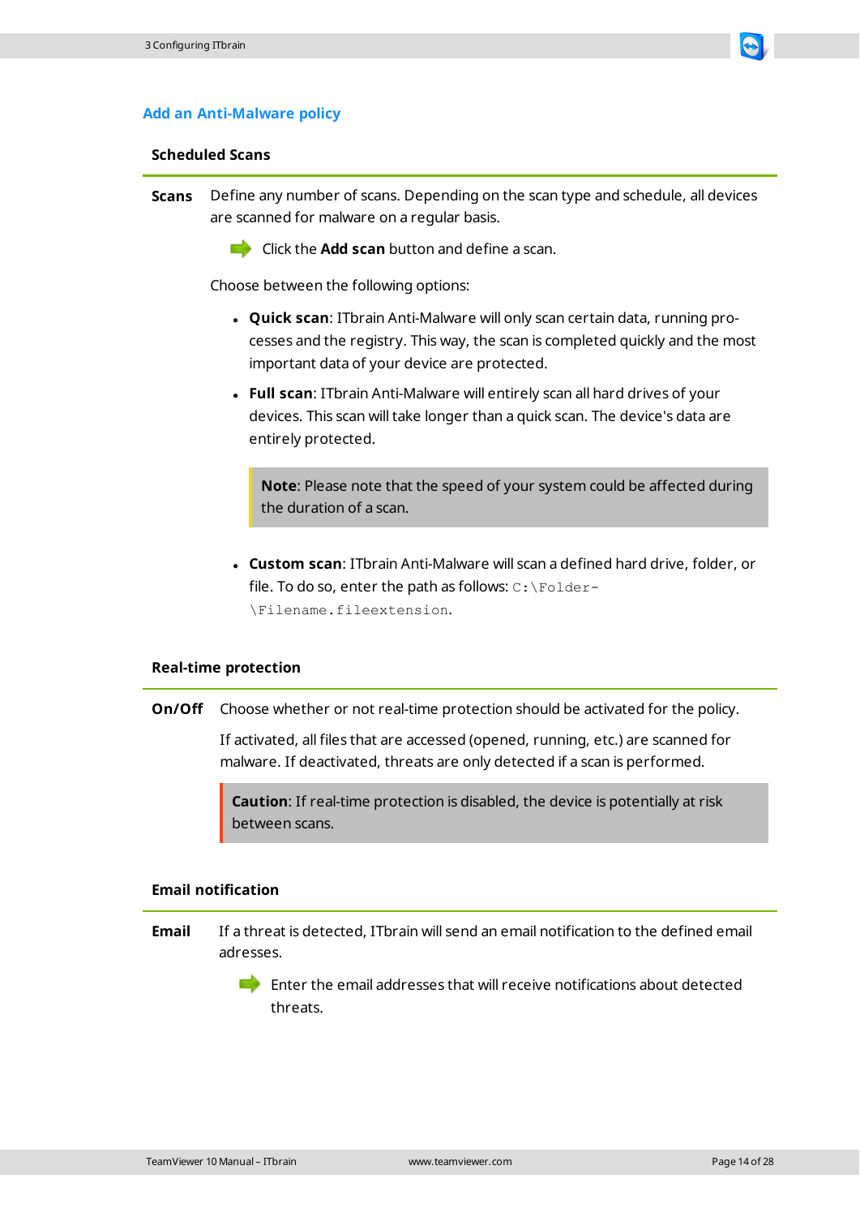## Add an Anti-Malware policy

### Scheduled Scans

**Scans** Define any number of scans. Depending on the scan type and schedule, all devices are scanned for malware on a regular basis.

➡ Click the **Add scan** button and define a scan.

Choose between the following options:

- **Quick scan**: ITbrain Anti-Malware will only scan certain data, running processes and the registry. This way, the scan is completed quickly and the most important data of your device are protected.
- **Full scan**: ITbrain Anti-Malware will entirely scan all hard drives of your devices. This scan will take longer than a quick scan. The device's data are entirely protected.

> **Note**: Please note that the speed of your system could be affected during the duration of a scan.

- **Custom scan**: ITbrain Anti-Malware will scan a defined hard drive, folder, or file. To do so, enter the path as follows: `C:\Folder\Filename.fileextension`.

### Real-time protection

**On/Off** Choose whether or not real-time protection should be activated for the policy.

If activated, all files that are accessed (opened, running, etc.) are scanned for malware. If deactivated, threats are only detected if a scan is performed.

> **Caution**: If real-time protection is disabled, the device is potentially at risk between scans.

### Email notification

**Email** If a threat is detected, ITbrain will send an email notification to the defined email adresses.

➡ Enter the email addresses that will receive notifications about detected threats.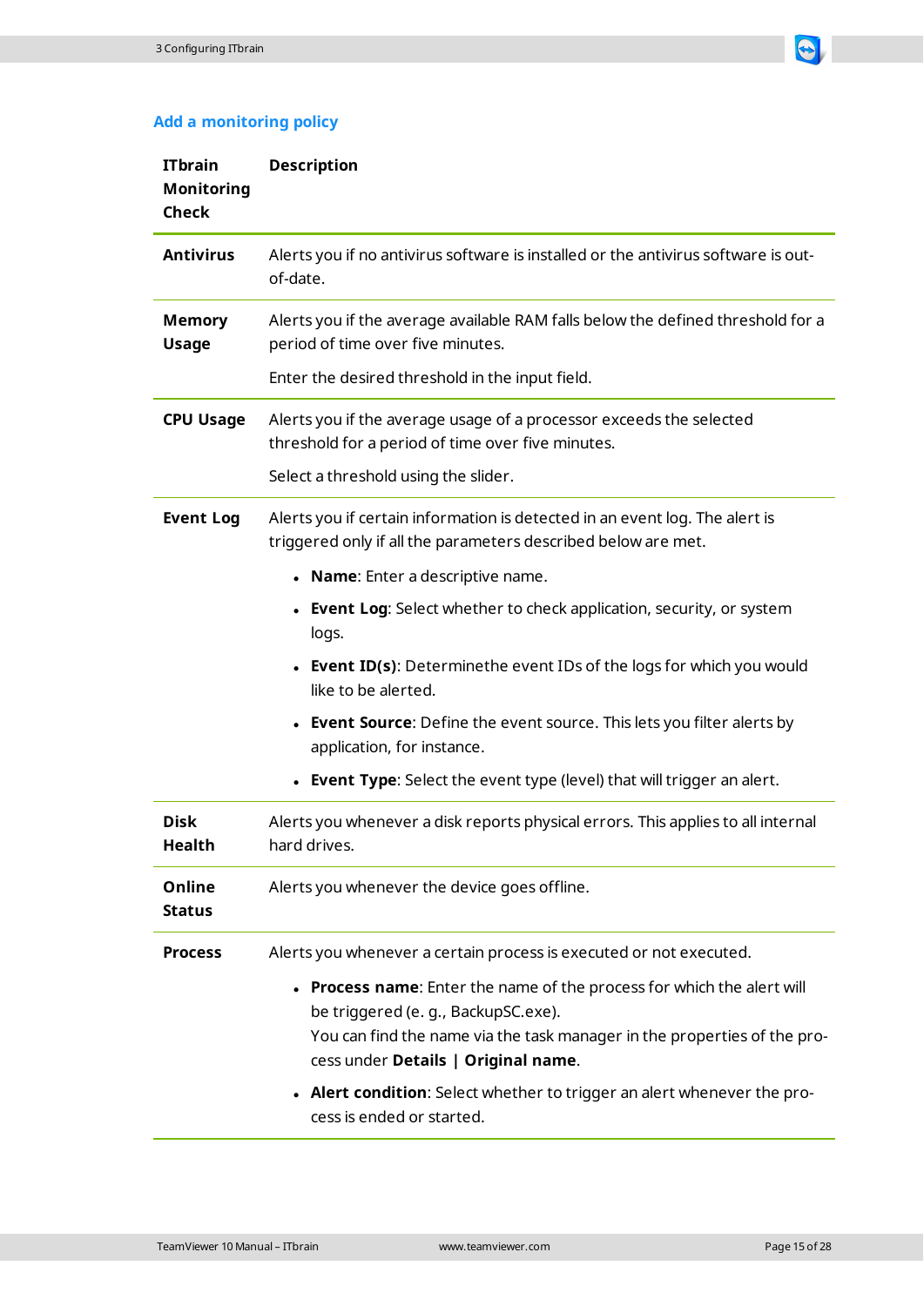### Add a monitoring policy

| ITbrain Monitoring Check | Description |
|---|---|
| **Antivirus** | Alerts you if no antivirus software is installed or the antivirus software is out-of-date. |
| **Memory Usage** | Alerts you if the average available RAM falls below the defined threshold for a period of time over five minutes.<br><br>Enter the desired threshold in the input field. |
| **CPU Usage** | Alerts you if the average usage of a processor exceeds the selected threshold for a period of time over five minutes.<br><br>Select a threshold using the slider. |
| **Event Log** | Alerts you if certain information is detected in an event log. The alert is triggered only if all the parameters described below are met.<br><br>• **Name**: Enter a descriptive name.<br>• **Event Log**: Select whether to check application, security, or system logs.<br>• **Event ID(s)**: Determinethe event IDs of the logs for which you would like to be alerted.<br>• **Event Source**: Define the event source. This lets you filter alerts by application, for instance.<br>• **Event Type**: Select the event type (level) that will trigger an alert. |
| **Disk Health** | Alerts you whenever a disk reports physical errors. This applies to all internal hard drives. |
| **Online Status** | Alerts you whenever the device goes offline. |
| **Process** | Alerts you whenever a certain process is executed or not executed.<br><br>• **Process name**: Enter the name of the process for which the alert will be triggered (e. g., BackupSC.exe).<br>You can find the name via the task manager in the properties of the process under **Details \| Original name**.<br>• **Alert condition**: Select whether to trigger an alert whenever the process is ended or started. |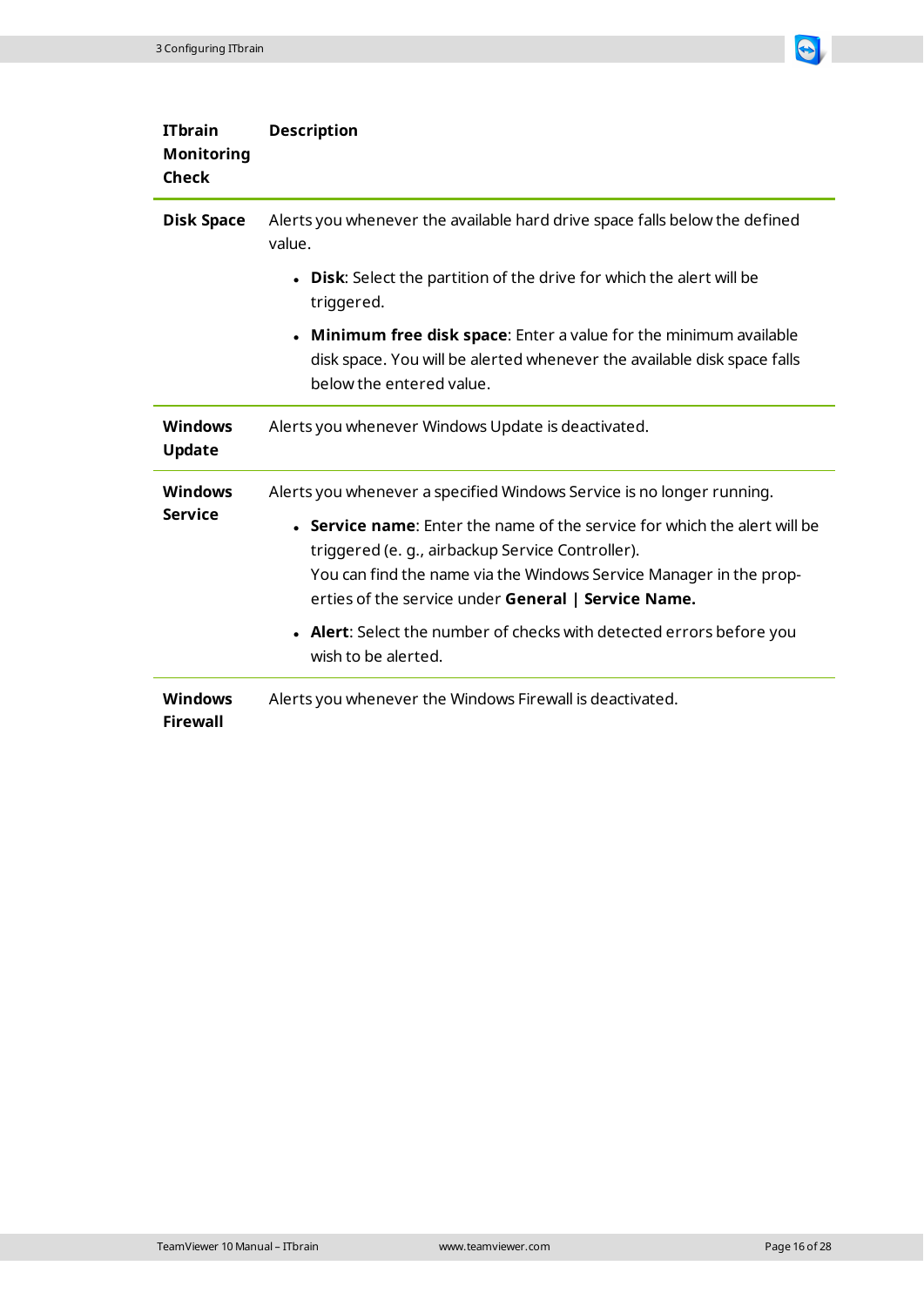| ITbrain Monitoring Check | Description |
|---|---|
| **Disk Space** | Alerts you whenever the available hard drive space falls below the defined value.<br>• **Disk**: Select the partition of the drive for which the alert will be triggered.<br>• **Minimum free disk space**: Enter a value for the minimum available disk space. You will be alerted whenever the available disk space falls below the entered value. |
| **Windows Update** | Alerts you whenever Windows Update is deactivated. |
| **Windows Service** | Alerts you whenever a specified Windows Service is no longer running.<br>• **Service name**: Enter the name of the service for which the alert will be triggered (e. g., airbackup Service Controller).<br>You can find the name via the Windows Service Manager in the properties of the service under **General \| Service Name.**<br>• **Alert**: Select the number of checks with detected errors before you wish to be alerted. |
| **Windows Firewall** | Alerts you whenever the Windows Firewall is deactivated. |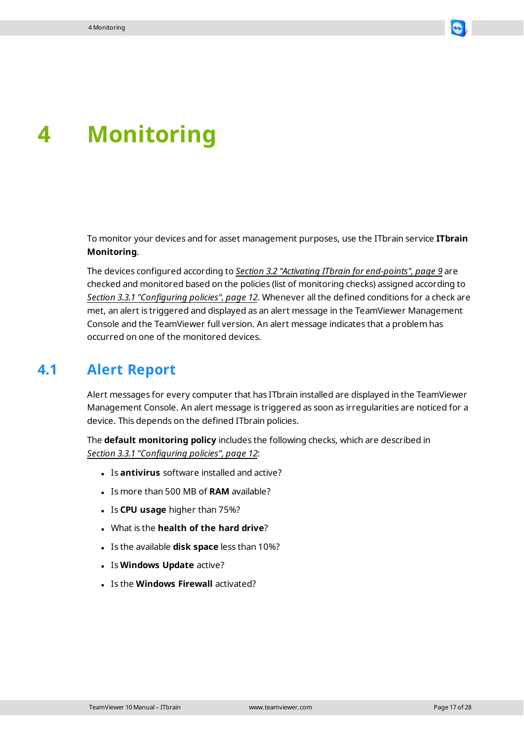# 4 Monitoring

To monitor your devices and for asset management purposes, use the ITbrain service **ITbrain Monitoring**.

The devices configured according to *Section 3.2 "Activating ITbrain for end-points", page 9* are checked and monitored based on the policies (list of monitoring checks) assigned according to *Section 3.3.1 "Configuring policies", page 12*. Whenever all the defined conditions for a check are met, an alert is triggered and displayed as an alert message in the TeamViewer Management Console and the TeamViewer full version. An alert message indicates that a problem has occurred on one of the monitored devices.

## 4.1 Alert Report

Alert messages for every computer that has ITbrain installed are displayed in the TeamViewer Management Console. An alert message is triggered as soon as irregularities are noticed for a device. This depends on the defined ITbrain policies.

The **default monitoring policy** includes the following checks, which are described in *Section 3.3.1 "Configuring policies", page 12*:

- Is **antivirus** software installed and active?
- Is more than 500 MB of **RAM** available?
- Is **CPU usage** higher than 75%?
- What is the **health of the hard drive**?
- Is the available **disk space** less than 10%?
- Is **Windows Update** active?
- Is the **Windows Firewall** activated?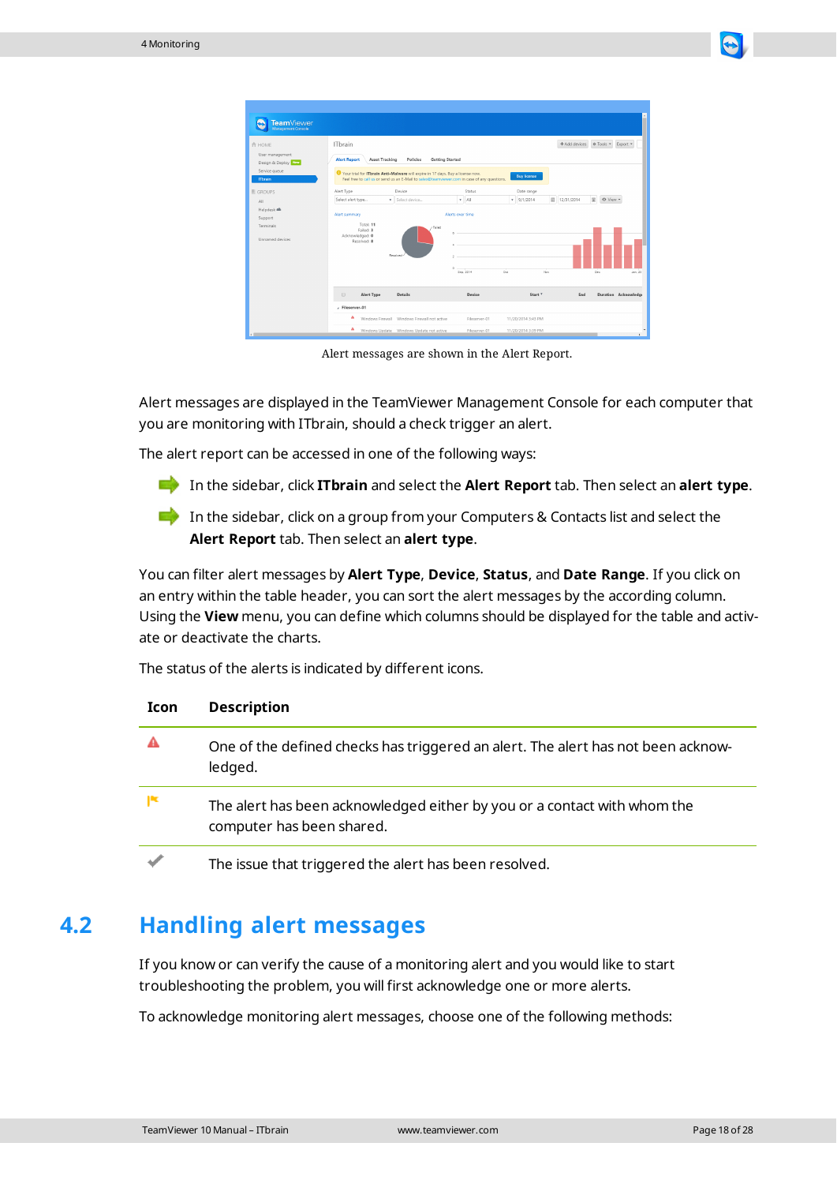Alert messages are shown in the Alert Report.

Alert messages are displayed in the TeamViewer Management Console for each computer that you are monitoring with ITbrain, should a check trigger an alert.

The alert report can be accessed in one of the following ways:

- In the sidebar, click **ITbrain** and select the **Alert Report** tab. Then select an **alert type**.
- In the sidebar, click on a group from your Computers & Contacts list and select the **Alert Report** tab. Then select an **alert type**.

You can filter alert messages by **Alert Type**, **Device**, **Status**, and **Date Range**. If you click on an entry within the table header, you can sort the alert messages by the according column. Using the **View** menu, you can define which columns should be displayed for the table and activate or deactivate the charts.

The status of the alerts is indicated by different icons.

| Icon | Description |
| --- | --- |
| | One of the defined checks has triggered an alert. The alert has not been acknowledged. |
| | The alert has been acknowledged either by you or a contact with whom the computer has been shared. |
| | The issue that triggered the alert has been resolved. |

## 4.2 Handling alert messages

If you know or can verify the cause of a monitoring alert and you would like to start troubleshooting the problem, you will first acknowledge one or more alerts.

To acknowledge monitoring alert messages, choose one of the following methods: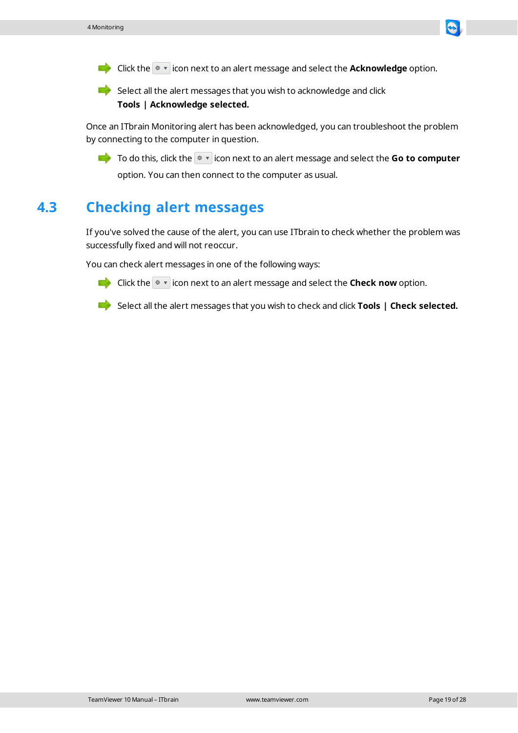- Click the ⚙ ▾ icon next to an alert message and select the **Acknowledge** option.
- Select all the alert messages that you wish to acknowledge and click **Tools | Acknowledge selected.**

Once an ITbrain Monitoring alert has been acknowledged, you can troubleshoot the problem by connecting to the computer in question.

- To do this, click the ⚙ ▾ icon next to an alert message and select the **Go to computer** option. You can then connect to the computer as usual.

## 4.3 Checking alert messages

If you've solved the cause of the alert, you can use ITbrain to check whether the problem was successfully fixed and will not reoccur.

You can check alert messages in one of the following ways:

- Click the ⚙ ▾ icon next to an alert message and select the **Check now** option.
- Select all the alert messages that you wish to check and click **Tools | Check selected.**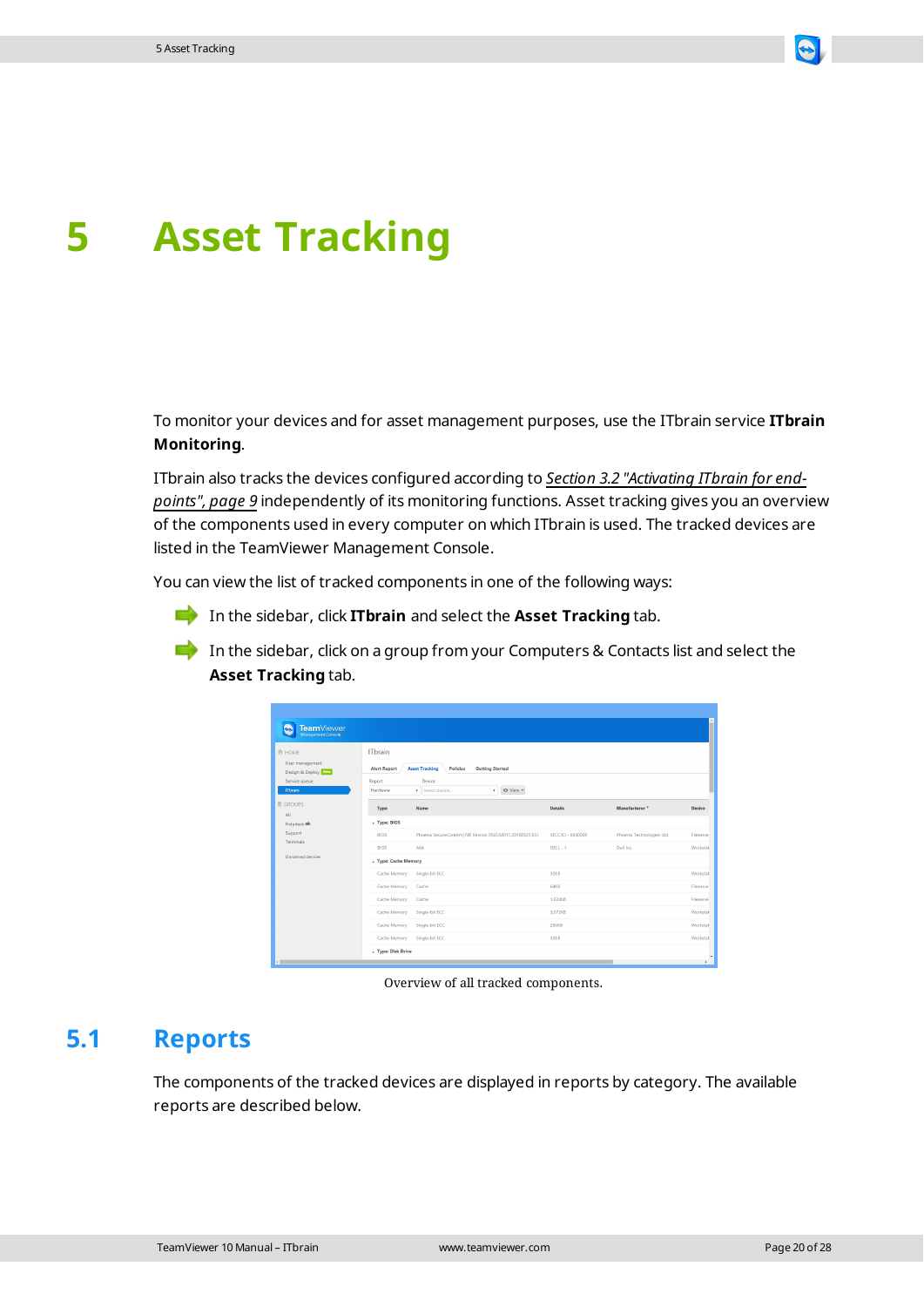# 5 Asset Tracking

To monitor your devices and for asset management purposes, use the ITbrain service **ITbrain Monitoring**.

ITbrain also tracks the devices configured according to *Section 3.2 "Activating ITbrain for end-points", page 9* independently of its monitoring functions. Asset tracking gives you an overview of the components used in every computer on which ITbrain is used. The tracked devices are listed in the TeamViewer Management Console.

You can view the list of tracked components in one of the following ways:

- In the sidebar, click **ITbrain** and select the **Asset Tracking** tab.
- In the sidebar, click on a group from your Computers & Contacts list and select the **Asset Tracking** tab.

Overview of all tracked components.

## 5.1 Reports

The components of the tracked devices are displayed in reports by category. The available reports are described below.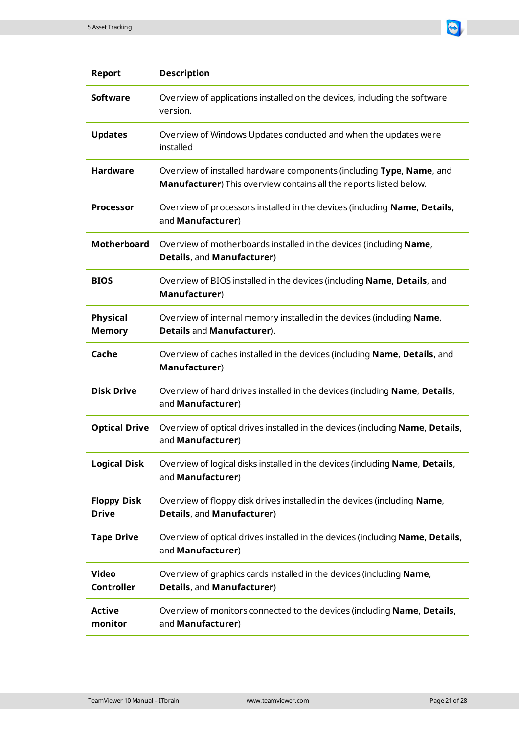| Report | Description |
|---|---|
| **Software** | Overview of applications installed on the devices, including the software version. |
| **Updates** | Overview of Windows Updates conducted and when the updates were installed |
| **Hardware** | Overview of installed hardware components (including **Type**, **Name**, and **Manufacturer**) This overview contains all the reports listed below. |
| **Processor** | Overview of processors installed in the devices (including **Name**, **Details**, and **Manufacturer**) |
| **Motherboard** | Overview of motherboards installed in the devices (including **Name**, **Details**, and **Manufacturer**) |
| **BIOS** | Overview of BIOS installed in the devices (including **Name**, **Details**, and **Manufacturer**) |
| **Physical Memory** | Overview of internal memory installed in the devices (including **Name**, **Details** and **Manufacturer**). |
| **Cache** | Overview of caches installed in the devices (including **Name**, **Details**, and **Manufacturer**) |
| **Disk Drive** | Overview of hard drives installed in the devices (including **Name**, **Details**, and **Manufacturer**) |
| **Optical Drive** | Overview of optical drives installed in the devices (including **Name**, **Details**, and **Manufacturer**) |
| **Logical Disk** | Overview of logical disks installed in the devices (including **Name**, **Details**, and **Manufacturer**) |
| **Floppy Disk Drive** | Overview of floppy disk drives installed in the devices (including **Name**, **Details**, and **Manufacturer**) |
| **Tape Drive** | Overview of optical drives installed in the devices (including **Name**, **Details**, and **Manufacturer**) |
| **Video Controller** | Overview of graphics cards installed in the devices (including **Name**, **Details**, and **Manufacturer**) |
| **Active monitor** | Overview of monitors connected to the devices (including **Name**, **Details**, and **Manufacturer**) |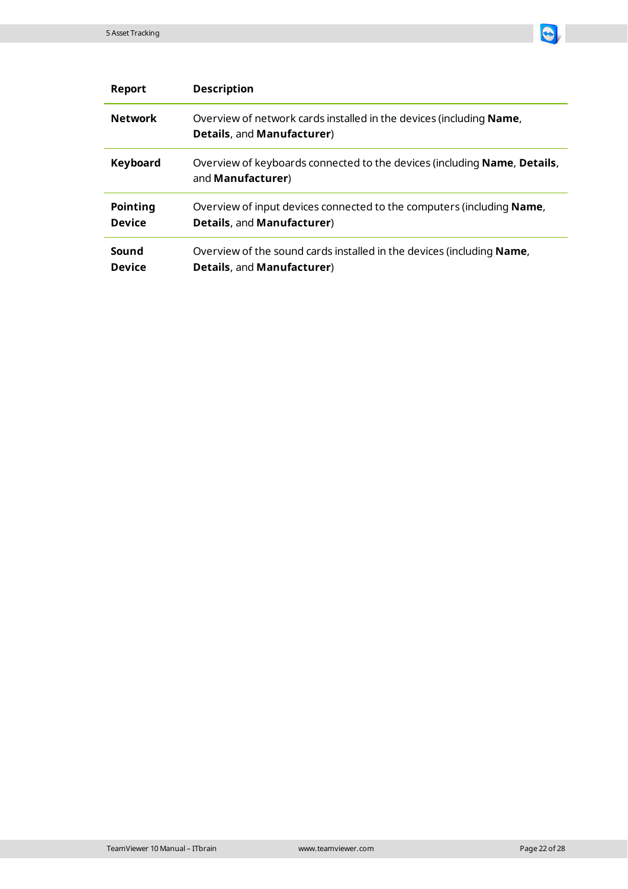| Report | Description |
|---|---|
| **Network** | Overview of network cards installed in the devices (including **Name**, **Details**, and **Manufacturer**) |
| **Keyboard** | Overview of keyboards connected to the devices (including **Name**, **Details**, and **Manufacturer**) |
| **Pointing Device** | Overview of input devices connected to the computers (including **Name**, **Details**, and **Manufacturer**) |
| **Sound Device** | Overview of the sound cards installed in the devices (including **Name**, **Details**, and **Manufacturer**) |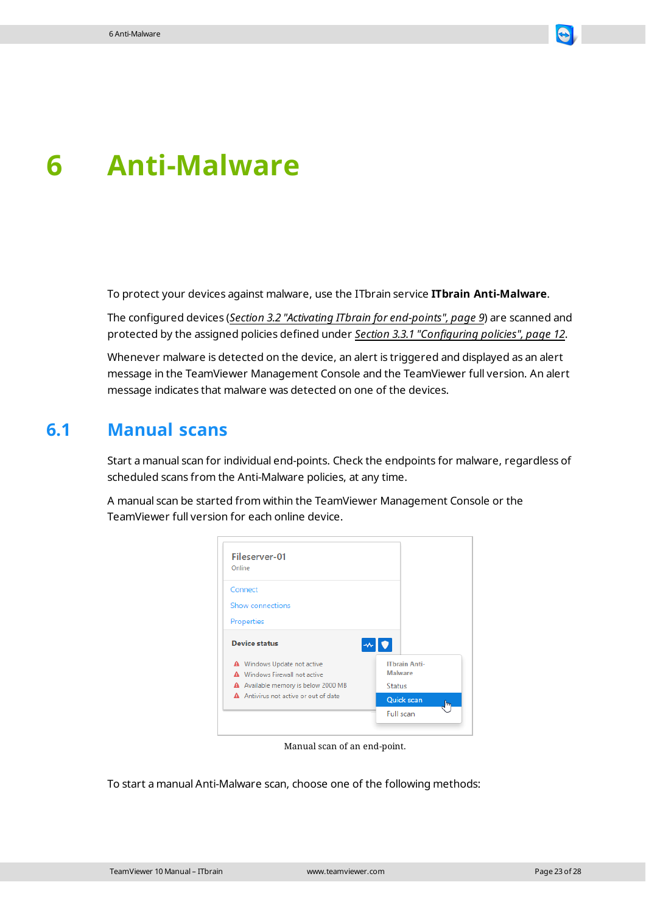# 6 Anti-Malware

To protect your devices against malware, use the ITbrain service **ITbrain Anti-Malware**.

The configured devices (*Section 3.2 "Activating ITbrain for end-points", page 9*) are scanned and protected by the assigned policies defined under *Section 3.3.1 "Configuring policies", page 12*.

Whenever malware is detected on the device, an alert is triggered and displayed as an alert message in the TeamViewer Management Console and the TeamViewer full version. An alert message indicates that malware was detected on one of the devices.

## 6.1 Manual scans

Start a manual scan for individual end-points. Check the endpoints for malware, regardless of scheduled scans from the Anti-Malware policies, at any time.

A manual scan be started from within the TeamViewer Management Console or the TeamViewer full version for each online device.

Manual scan of an end-point.

To start a manual Anti-Malware scan, choose one of the following methods: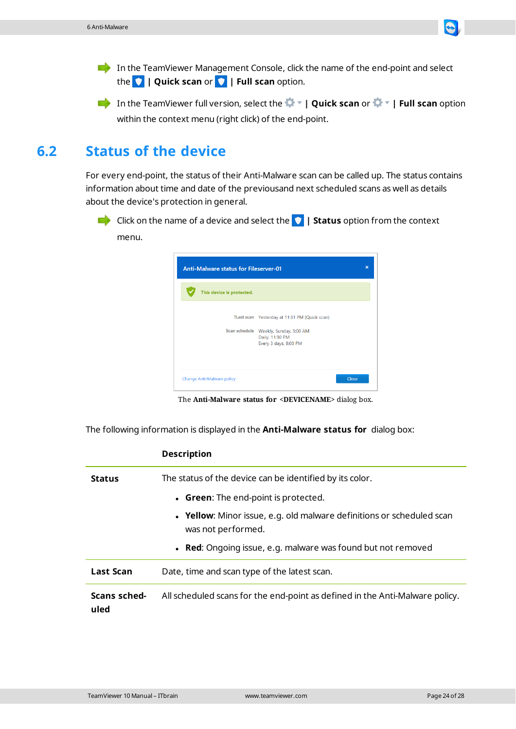- In the TeamViewer Management Console, click the name of the end-point and select the | **Quick scan** or | **Full scan** option.
- In the TeamViewer full version, select the | **Quick scan** or | **Full scan** option within the context menu (right click) of the end-point.

## 6.2 Status of the device

For every end-point, the status of their Anti-Malware scan can be called up. The status contains information about time and date of the previousand next scheduled scans as well as details about the device's protection in general.

- Click on the name of a device and select the | **Status** option from the context menu.

The **Anti-Malware status for** <**DEVICENAME**> dialog box.

The following information is displayed in the **Anti-Malware status for** dialog box:

| | Description |
|---|---|
| **Status** | The status of the device can be identified by its color.<br>• **Green**: The end-point is protected.<br>• **Yellow**: Minor issue, e.g. old malware definitions or scheduled scan was not performed.<br>• **Red**: Ongoing issue, e.g. malware was found but not removed |
| **Last Scan** | Date, time and scan type of the latest scan. |
| **Scans scheduled** | All scheduled scans for the end-point as defined in the Anti-Malware policy. |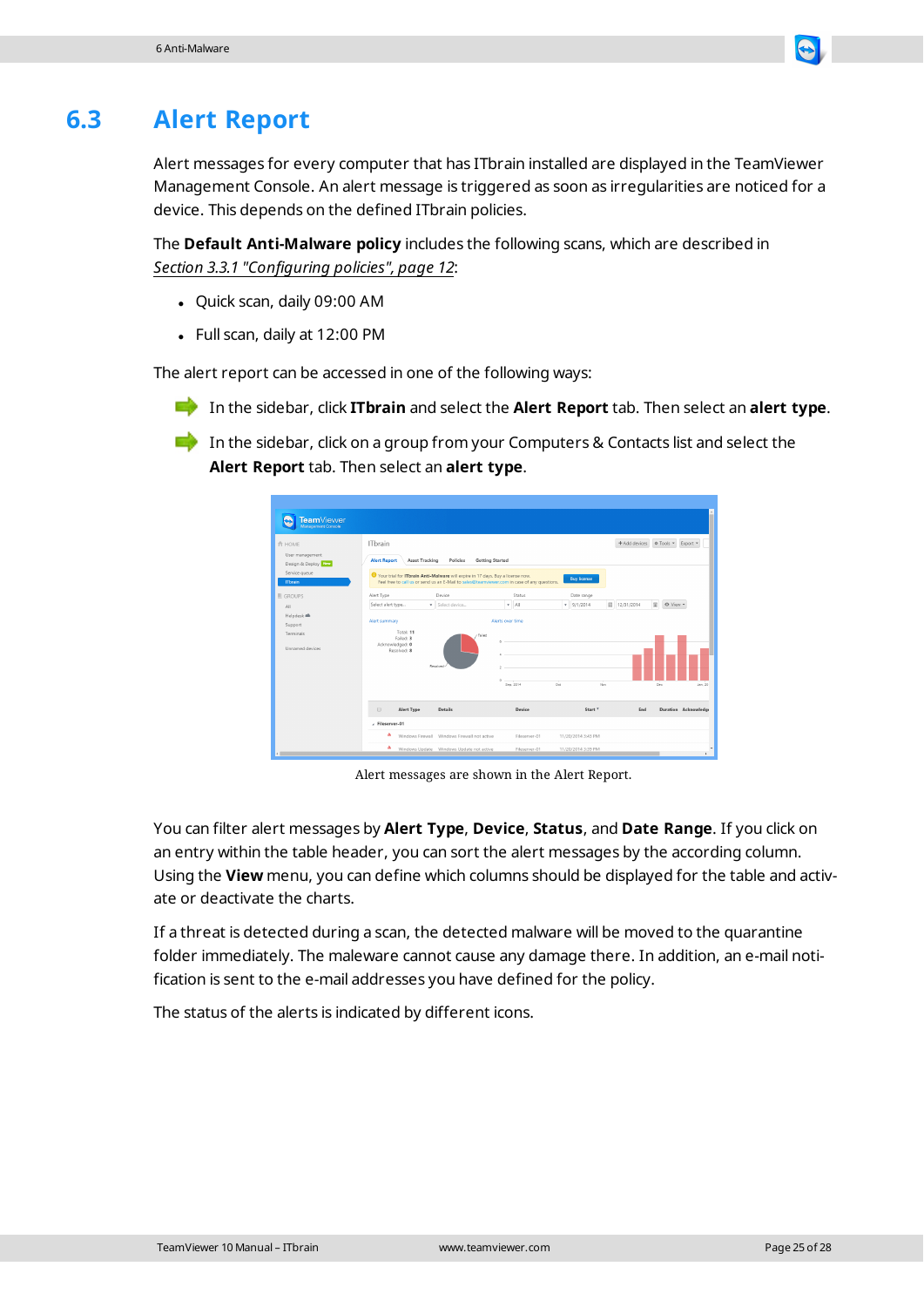# 6.3 Alert Report

Alert messages for every computer that has ITbrain installed are displayed in the TeamViewer Management Console. An alert message is triggered as soon as irregularities are noticed for a device. This depends on the defined ITbrain policies.

The **Default Anti-Malware policy** includes the following scans, which are described in *Section 3.3.1 "Configuring policies", page 12*:

- Quick scan, daily 09:00 AM
- Full scan, daily at 12:00 PM

The alert report can be accessed in one of the following ways:

- In the sidebar, click **ITbrain** and select the **Alert Report** tab. Then select an **alert type**.
- In the sidebar, click on a group from your Computers & Contacts list and select the **Alert Report** tab. Then select an **alert type**.

Alert messages are shown in the Alert Report.

You can filter alert messages by **Alert Type**, **Device**, **Status**, and **Date Range**. If you click on an entry within the table header, you can sort the alert messages by the according column. Using the **View** menu, you can define which columns should be displayed for the table and activate or deactivate the charts.

If a threat is detected during a scan, the detected malware will be moved to the quarantine folder immediately. The maleware cannot cause any damage there. In addition, an e-mail notification is sent to the e-mail addresses you have defined for the policy.

The status of the alerts is indicated by different icons.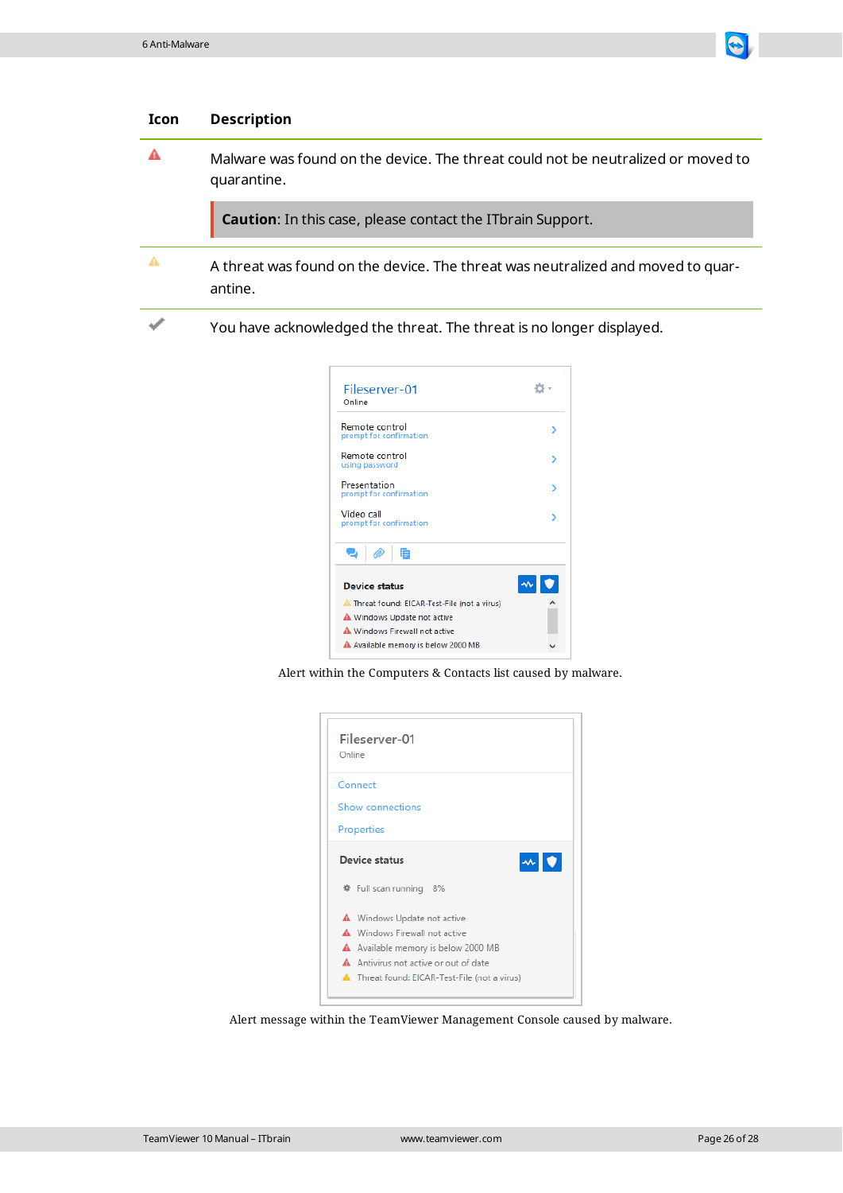| Icon | Description |
|---|---|
| ⚠ (red) | Malware was found on the device. The threat could not be neutralized or moved to quarantine.<br><br>**Caution**: In this case, please contact the ITbrain Support. |
| ⚠ (yellow) | A threat was found on the device. The threat was neutralized and moved to quarantine. |
| ✔ | You have acknowledged the threat. The threat is no longer displayed. |

Alert within the Computers & Contacts list caused by malware.

Alert message within the TeamViewer Management Console caused by malware.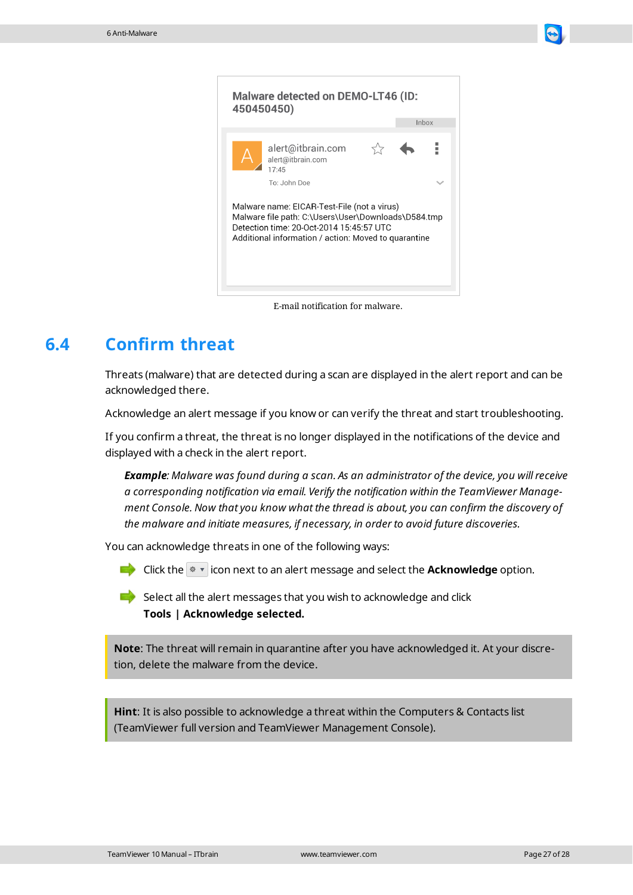Malware detected on DEMO-LT46 (ID: 450450450)

Inbox

alert@itbrain.com
alert@itbrain.com
17:45

To: John Doe

Malware name: EICAR-Test-File (not a virus)
Malware file path: C:\Users\User\Downloads\D584.tmp
Detection time: 20-Oct-2014 15:45:57 UTC
Additional information / action: Moved to quarantine

E-mail notification for malware.

## 6.4 Confirm threat

Threats (malware) that are detected during a scan are displayed in the alert report and can be acknowledged there.

Acknowledge an alert message if you know or can verify the threat and start troubleshooting.

If you confirm a threat, the threat is no longer displayed in the notifications of the device and displayed with a check in the alert report.

> ***Example***: *Malware was found during a scan. As an administrator of the device, you will receive a corresponding notification via email. Verify the notification within the TeamViewer Management Console. Now that you know what the thread is about, you can confirm the discovery of the malware and initiate measures, if necessary, in order to avoid future discoveries.*

You can acknowledge threats in one of the following ways:

- Click the ⚙ ▾ icon next to an alert message and select the **Acknowledge** option.
- Select all the alert messages that you wish to acknowledge and click **Tools | Acknowledge selected.**

> **Note**: The threat will remain in quarantine after you have acknowledged it. At your discretion, delete the malware from the device.

> **Hint**: It is also possible to acknowledge a threat within the Computers & Contacts list (TeamViewer full version and TeamViewer Management Console).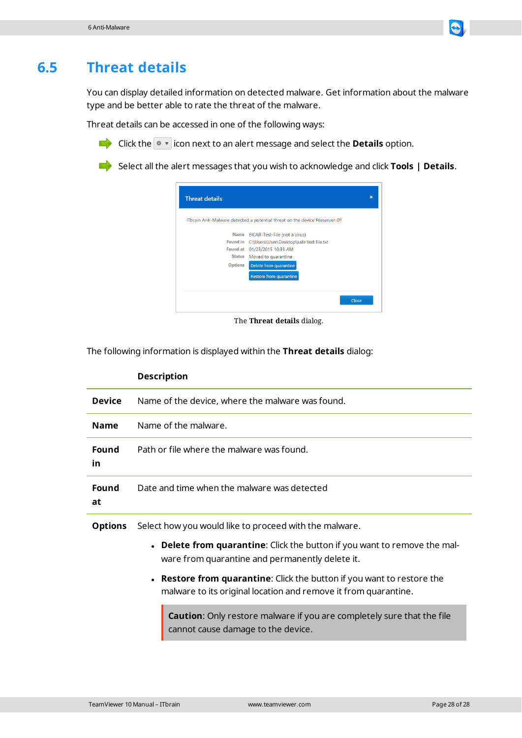## 6.5 Threat details

You can display detailed information on detected malware. Get information about the malware type and be better able to rate the threat of the malware.

Threat details can be accessed in one of the following ways:

- Click the ⚙ ▾ icon next to an alert message and select the **Details** option.
- Select all the alert messages that you wish to acknowledge and click **Tools | Details**.

The **Threat details** dialog.

The following information is displayed within the **Threat details** dialog:

| | Description |
|---|---|
| **Device** | Name of the device, where the malware was found. |
| **Name** | Name of the malware. |
| **Found in** | Path or file where the malware was found. |
| **Found at** | Date and time when the malware was detected |
| **Options** | Select how you would like to proceed with the malware.<br>• **Delete from quarantine**: Click the button if you want to remove the malware from quarantine and permanently delete it.<br>• **Restore from quarantine**: Click the button if you want to restore the malware to its original location and remove it from quarantine.<br>**Caution**: Only restore malware if you are completely sure that the file cannot cause damage to the device. |